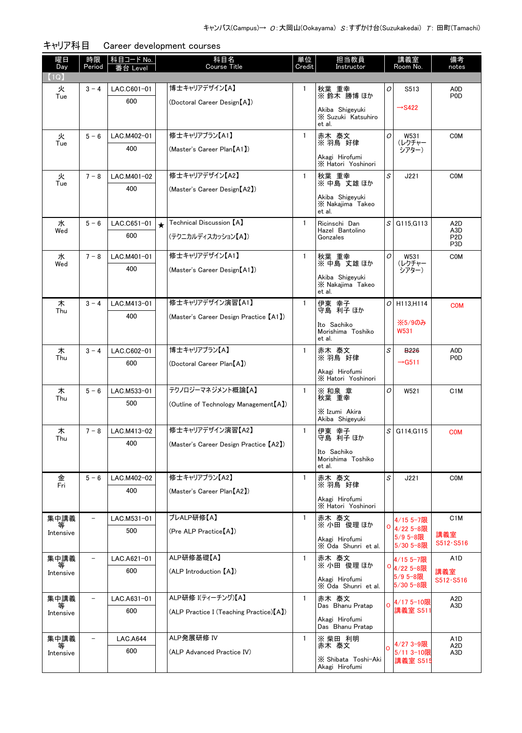キャンパス(Campus)→ O：大岡山(Ookayama) S：すずかけ台(Suzukakedai) T：田町(Tamachi)

## キャリア科目　Career development courses

| 曜日 Day | 時限 Period | 科目コード No. 番台 Level | | 科目名 Course Title | 単位 Credit | 担当教員 Instructor | | 講義室 Room No. | 備考 notes |
|---|---|---|---|---|---|---|---|---|---|
| 【1Q】 | | | | | | | | | |
| 火 Tue | 3－4 | LAC.C601-01 600 | | 博士キャリアデザイン【A】 (Doctoral Career Design【A】) | 1 | 秋葉 重幸 ※ 鈴木 勝博 ほか Akiba Shigeyuki ※ Suzuki Katsuhiro et al. | O | S513 →S422 | A0D P0D |
| 火 Tue | 5－6 | LAC.M402-01 400 | | 修士キャリアプラン【A1】 (Master's Career Plan【A1】) | 1 | 赤木 泰文 ※ 羽鳥 好律 Akagi Hirofumi ※ Hatori Yoshinori | O | W531 (レクチャーシアター) | C0M |
| 火 Tue | 7－8 | LAC.M401-02 400 | | 修士キャリアデザイン【A2】 (Master's Career Design【A2】) | 1 | 秋葉 重幸 ※ 中島 丈雄 ほか Akiba Shigeyuki ※ Nakajima Takeo et al. | S | J221 | C0M |
| 水 Wed | 5－6 | LAC.C651-01 600 | ★ | Technical Discussion 【A】 (テクニカルディスカッション【A】) | 1 | Ricinschi Dan Hazel Bantolino Gonzales | S | G115,G113 | A2D A3D P2D P3D |
| 水 Wed | 7－8 | LAC.M401-01 400 | | 修士キャリアデザイン【A1】 (Master's Career Design【A1】) | 1 | 秋葉 重幸 ※ 中島 丈雄 ほか Akiba Shigeyuki ※ Nakajima Takeo et al. | O | W531 (レクチャーシアター) | C0M |
| 木 Thu | 3－4 | LAC.M413-01 400 | | 修士キャリアデザイン演習【A1】 (Master's Career Design Practice 【A1】) | 1 | 伊東 幸子 守島 利子 ほか Ito Sachiko Morishima Toshiko et al. | O | H113,H114 ※5/9のみ W531 | C0M |
| 木 Thu | 3－4 | LAC.C602-01 600 | | 博士キャリアプラン【A】 (Doctoral Career Plan【A】) | 1 | 赤木 泰文 ※ 羽鳥 好律 Akagi Hirofumi ※ Hatori Yoshinori | S | ~~B226~~ →G511 | A0D P0D |
| 木 Thu | 5－6 | LAC.M533-01 500 | | テクノロジーマネジメント概論【A】 (Outline of Technology Management【A】) | 1 | ※ 和泉 章 秋葉 重幸 ※ Izumi Akira Akiba Shigeyuki | O | W521 | C1M |
| 木 Thu | 7－8 | LAC.M413-02 400 | | 修士キャリアデザイン演習【A2】 (Master's Career Design Practice 【A2】) | 1 | 伊東 幸子 守島 利子 ほか Ito Sachiko Morishima Toshiko et al. | S | G114,G115 | C0M |
| 金 Fri | 5－6 | LAC.M402-02 400 | | 修士キャリアプラン【A2】 (Master's Career Plan【A2】) | 1 | 赤木 泰文 ※ 羽鳥 好律 Akagi Hirofumi ※ Hatori Yoshinori | S | J221 | C0M |
| 集中講義等 Intensive | － | LAC.M531-01 500 | | プレALP研修【A】 (Pre ALP Practice【A】) | 1 | 赤木 泰文 ※ 小田 俊理 ほか Akagi Hirofumi ※ Oda Shunri et al. | O | 4/15 5-7限 4/22 5-8限 5/9 5-8限 5/30 5-8限 | C1M 講義室 S512･S516 |
| 集中講義等 Intensive | － | LAC.A621-01 600 | | ALP研修基礎【A】 (ALP Introduction 【A】) | 1 | 赤木 泰文 ※ 小田 俊理 ほか Akagi Hirofumi ※ Oda Shunri et al. | O | 4/15 5-7限 4/22 5-8限 5/9 5-8限 5/30 5-8限 | A1D 講義室 S512･S516 |
| 集中講義等 Intensive | － | LAC.A631-01 600 | | ALP研修 I(ティーチング)【A】 (ALP Practice I (Teaching Practice)【A】) | 1 | 赤木 泰文 Das Bhanu Pratap Akagi Hirofumi Das Bhanu Pratap | O | 4/17 5-10限 講義室 S511 | A2D A3D |
| 集中講義等 Intensive | － | LAC.A644 600 | | ALP発展研修 IV (ALP Advanced Practice IV) | 1 | ※ 柴田 利明 赤木 泰文 ※ Shibata Toshi-Aki Akagi Hirofumi | O | 4/27 3-9限 5/11 3-10限 講義室 S515 | A1D A2D A3D |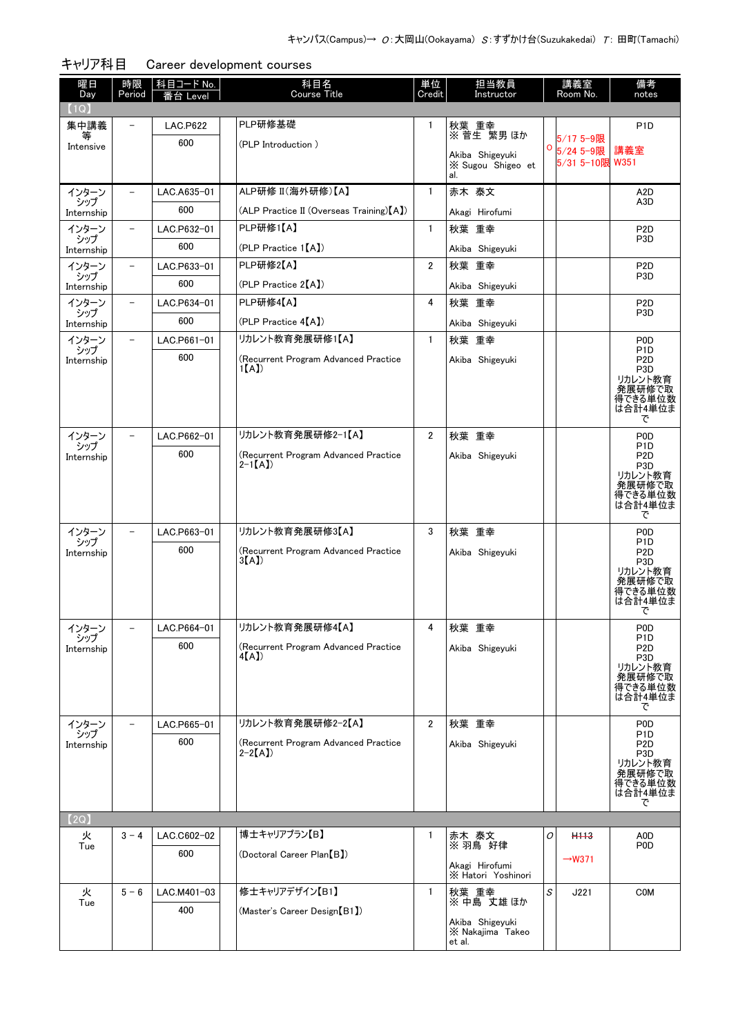キャンパス(Campus)→ O:大岡山(Ookayama) S:すずかけ台(Suzukakedai) T: 田町(Tamachi)

## キャリア科目　Career development courses

| 曜日 Day | 時限 Period | 科目コード No. 番台 Level | 科目名 Course Title | 単位 Credit | 担当教員 Instructor | | 講義室 Room No. | 備考 notes |
|---|---|---|---|---|---|---|---|---|
| 【1Q】 | | | | | | | | |
| 集中講義等 Intensive | – | LAC.P622 600 | PLP研修基礎 (PLP Introduction ) | 1 | 秋葉　重幸 ※ 菅生　繁男 ほか Akiba　Shigeyuki ※ Sugou　Shigeo　et al. | O | 5/17 5-9限 5/24 5-9限 5/31 5-10限 | P1D 講義室 W351 |
| インターンシップ Internship | – | LAC.A635-01 600 | ALP研修 II(海外研修)【A】 (ALP Practice II (Overseas Training)【A】) | 1 | 赤木　泰文 Akagi　Hirofumi | | | A2D A3D |
| インターンシップ Internship | – | LAC.P632-01 600 | PLP研修1【A】 (PLP Practice 1【A】) | 1 | 秋葉　重幸 Akiba　Shigeyuki | | | P2D P3D |
| インターンシップ Internship | – | LAC.P633-01 600 | PLP研修2【A】 (PLP Practice 2【A】) | 2 | 秋葉　重幸 Akiba　Shigeyuki | | | P2D P3D |
| インターンシップ Internship | – | LAC.P634-01 600 | PLP研修4【A】 (PLP Practice 4【A】) | 4 | 秋葉　重幸 Akiba　Shigeyuki | | | P2D P3D |
| インターンシップ Internship | – | LAC.P661-01 600 | リカレント教育発展研修1【A】 (Recurrent Program Advanced Practice 1【A】) | 1 | 秋葉　重幸 Akiba　Shigeyuki | | | P0D P1D P2D P3D リカレント教育発展研修で取得できる単位数は合計4単位まで |
| インターンシップ Internship | – | LAC.P662-01 600 | リカレント教育発展研修2-1【A】 (Recurrent Program Advanced Practice 2-1【A】) | 2 | 秋葉　重幸 Akiba　Shigeyuki | | | P0D P1D P2D P3D リカレント教育発展研修で取得できる単位数は合計4単位まで |
| インターンシップ Internship | – | LAC.P663-01 600 | リカレント教育発展研修3【A】 (Recurrent Program Advanced Practice 3【A】) | 3 | 秋葉　重幸 Akiba　Shigeyuki | | | P0D P1D P2D P3D リカレント教育発展研修で取得できる単位数は合計4単位まで |
| インターンシップ Internship | – | LAC.P664-01 600 | リカレント教育発展研修4【A】 (Recurrent Program Advanced Practice 4【A】) | 4 | 秋葉　重幸 Akiba　Shigeyuki | | | P0D P1D P2D P3D リカレント教育発展研修で取得できる単位数は合計4単位まで |
| インターンシップ Internship | – | LAC.P665-01 600 | リカレント教育発展研修2-2【A】 (Recurrent Program Advanced Practice 2-2【A】) | 2 | 秋葉　重幸 Akiba　Shigeyuki | | | P0D P1D P2D P3D リカレント教育発展研修で取得できる単位数は合計4単位まで |
| 【2Q】 | | | | | | | | |
| 火 Tue | 3 – 4 | LAC.C602-02 600 | 博士キャリアプラン【B】 (Doctoral Career Plan【B】) | 1 | 赤木　泰文 ※ 羽鳥　好律 Akagi　Hirofumi ※ Hatori　Yoshinori | O | ~~H113~~ →W371 | A0D P0D |
| 火 Tue | 5 – 6 | LAC.M401-03 400 | 修士キャリアデザイン【B1】 (Master's Career Design【B1】) | 1 | 秋葉　重幸 ※ 中島　丈雄 ほか Akiba　Shigeyuki ※ Nakajima　Takeo et al. | S | J221 | C0M |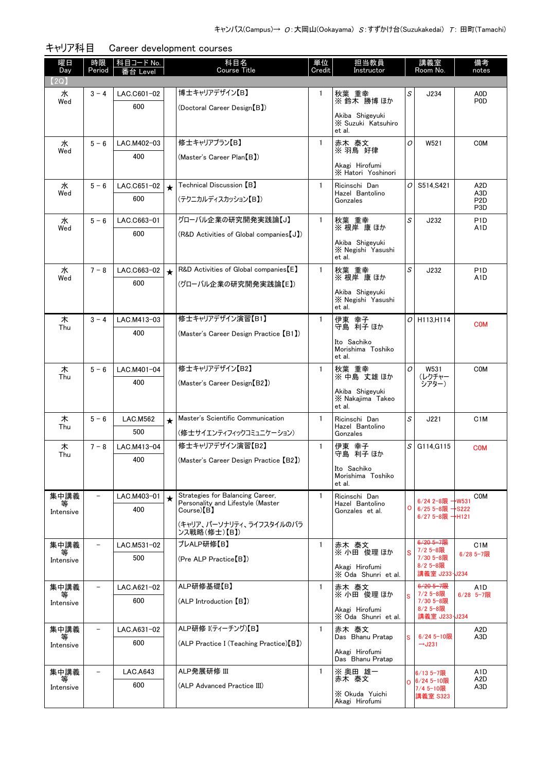キャンパス(Campus)→ O：大岡山(Ookayama) S：すずかけ台(Suzukakedai) T：田町(Tamachi)

## キャリア科目　Career development courses

| 曜日 Day | 時限 Period | 科目コード No. 番台 Level | | 科目名 Course Title | 単位 Credit | 担当教員 Instructor | | 講義室 Room No. | 備考 notes |
|---|---|---|---|---|---|---|---|---|---|
| 【2Q】 | | | | | | | | | |
| 水 Wed | 3－4 | LAC.C601-02 600 | | 博士キャリアデザイン【B】 (Doctoral Career Design【B】) | 1 | 秋葉 重幸 ※ 鈴木 勝博 ほか Akiba Shigeyuki ※ Suzuki Katsuhiro et al. | S | J234 | A0D P0D |
| 水 Wed | 5－6 | LAC.M402-03 400 | | 修士キャリアプラン【B】 (Master's Career Plan【B】) | 1 | 赤木 泰文 ※ 羽鳥 好律 Akagi Hirofumi ※ Hatori Yoshinori | O | W521 | C0M |
| 水 Wed | 5－6 | LAC.C651-02 600 | ★ | Technical Discussion【B】 (テクニカルディスカッション【B】) | 1 | Ricinschi Dan Hazel Bantolino Gonzales | O | S514,S421 | A2D A3D P2D P3D |
| 水 Wed | 5－6 | LAC.C663-01 600 | | グローバル企業の研究開発実践論【J】 (R&D Activities of Global companies【J】) | 1 | 秋葉 重幸 ※ 根岸 康 ほか Akiba Shigeyuki ※ Negishi Yasushi et al. | S | J232 | P1D A1D |
| 水 Wed | 7－8 | LAC.C663-02 600 | ★ | R&D Activities of Global companies【E】 (グローバル企業の研究開発実践論【E】) | 1 | 秋葉 重幸 ※ 根岸 康 ほか Akiba Shigeyuki ※ Negishi Yasushi et al. | S | J232 | P1D A1D |
| 木 Thu | 3－4 | LAC.M413-03 400 | | 修士キャリアデザイン演習【B1】 (Master's Career Design Practice【B1】) | 1 | 伊東 幸子 守島 利子 ほか Ito Sachiko Morishima Toshiko et al. | O | H113,H114 | C0M |
| 木 Thu | 5－6 | LAC.M401-04 400 | | 修士キャリアデザイン【B2】 (Master's Career Design【B2】) | 1 | 秋葉 重幸 ※ 中島 丈雄 ほか Akiba Shigeyuki ※ Nakajima Takeo et al. | O | W531 (レクチャーシアター) | C0M |
| 木 Thu | 5－6 | LAC.M562 500 | ★ | Master's Scientific Communication (修士サイエンティフィックコミュニケーション) | 1 | Ricinschi Dan Hazel Bantolino Gonzales | S | J221 | C1M |
| 木 Thu | 7－8 | LAC.M413-04 400 | | 修士キャリアデザイン演習【B2】 (Master's Career Design Practice【B2】) | 1 | 伊東 幸子 守島 利子 ほか Ito Sachiko Morishima Toshiko et al. | S | G114,G115 | C0M |
| 集中講義等 Intensive | － | LAC.M403-01 400 | ★ | Strategies for Balancing Career, Personality and Lifestyle (Master Course)【B】 (キャリア、パーソナリティ、ライフスタイルのバランス戦略(修士)【B】) | 1 | Ricinschi Dan Hazel Bantolino Gonzales et al. | O | 6/24 2-8限 →W531 6/25 5-8限 →S222 6/27 5-8限 →H121 | C0M |
| 集中講義等 Intensive | － | LAC.M531-02 500 | | プレALP研修【B】 (Pre ALP Practice【B】) | 1 | 赤木 泰文 ※ 小田 俊理 ほか Akagi Hirofumi ※ Oda Shunri et al. | S | ~~6/20 5-7限~~ 7/2 5-8限 7/30 5-8限 8/2 5-8限 講義室 J233→J234 | C1M 6/28 5-7限 |
| 集中講義等 Intensive | － | LAC.A621-02 600 | | ALP研修基礎【B】 (ALP Introduction【B】) | 1 | 赤木 泰文 ※ 小田 俊理 ほか Akagi Hirofumi ※ Oda Shunri et al. | S | ~~6/20 5-7限~~ 7/2 5-8限 7/30 5-8限 8/2 5-8限 講義室 J233→J234 | A1D 6/28 5-7限 |
| 集中講義等 Intensive | － | LAC.A631-02 600 | | ALP研修 I(ティーチング)【B】 (ALP Practice I (Teaching Practice)【B】) | 1 | 赤木 泰文 Das Bhanu Pratap Akagi Hirofumi Das Bhanu Pratap | S | 6/24 5-10限 →J231 | A2D A3D |
| 集中講義等 Intensive | － | LAC.A643 600 | | ALP発展研修 III (ALP Advanced Practice III) | 1 | ※ 奥田 雄一 赤木 泰文 ※ Okuda Yuichi Akagi Hirofumi | O | 6/13 5-7限 6/24 5-10限 7/4 5-10限 講義室 S323 | A1D A2D A3D |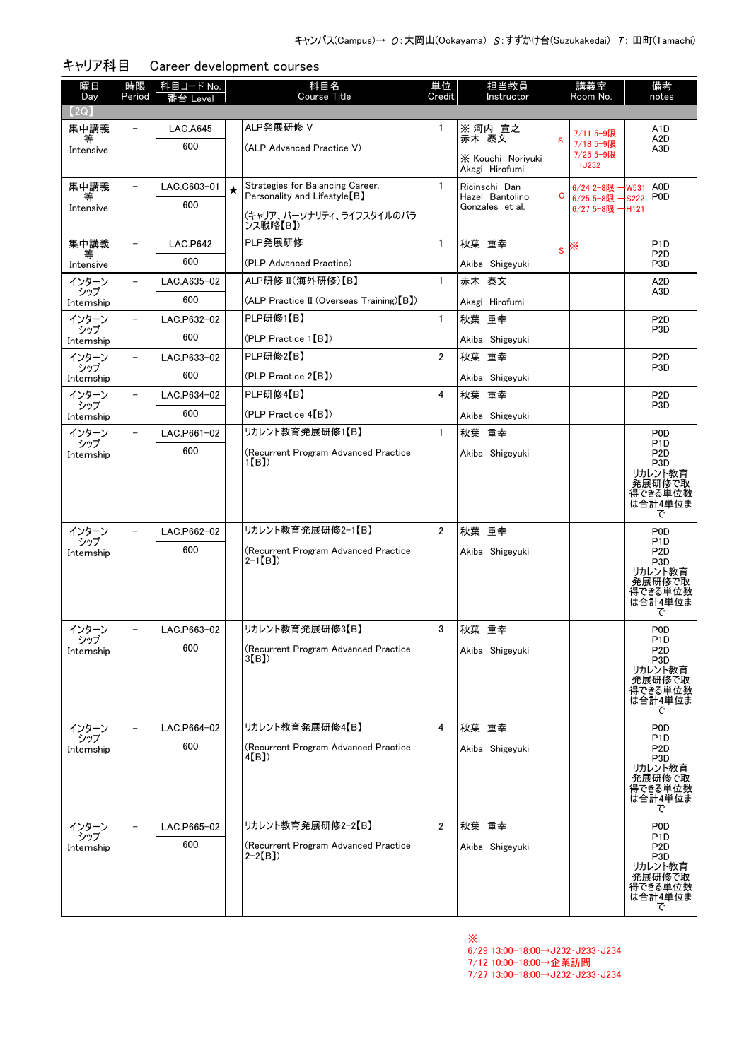キャンパス(Campus)→ O：大岡山(Ookayama) S：すずかけ台(Suzukakedai) T：田町(Tamachi)

## キャリア科目 Career development courses

| 曜日 Day | 時限 Period | 科目コード No. 番台 Level | | 科目名 Course Title | 単位 Credit | 担当教員 Instructor | | 講義室 Room No. | 備考 notes |
|---|---|---|---|---|---|---|---|---|---|
| 【2Q】 | | | | | | | | | |
| 集中講義等 Intensive | – | LAC.A645 600 | | ALP発展研修 V (ALP Advanced Practice V) | 1 | ※ 河内 宣之 赤木 泰文 ※ Kouchi Noriyuki Akagi Hirofumi | S | 7/11 5-9限 7/18 5-9限 7/25 5-9限 →J232 | A1D A2D A3D |
| 集中講義等 Intensive | – | LAC.C603-01 600 | ★ | Strategies for Balancing Career, Personality and Lifestyle【B】 (キャリア、パーソナリティ、ライフスタイルのバランス戦略【B】) | 1 | Ricinschi Dan Hazel Bantolino Gonzales et al. | O | 6/24 2-8限 →W531 6/25 5-8限 →S222 6/27 5-8限 →H121 | A0D P0D |
| 集中講義等 Intensive | – | LAC.P642 600 | | PLP発展研修 (PLP Advanced Practice) | 1 | 秋葉 重幸 Akiba Shigeyuki | S | ※ | P1D P2D P3D |
| インターンシップ Internship | – | LAC.A635-02 600 | | ALP研修 II(海外研修)【B】 (ALP Practice II (Overseas Training)【B】) | 1 | 赤木 泰文 Akagi Hirofumi | | | A2D A3D |
| インターンシップ Internship | – | LAC.P632-02 600 | | PLP研修1【B】 (PLP Practice 1【B】) | 1 | 秋葉 重幸 Akiba Shigeyuki | | | P2D P3D |
| インターンシップ Internship | – | LAC.P633-02 600 | | PLP研修2【B】 (PLP Practice 2【B】) | 2 | 秋葉 重幸 Akiba Shigeyuki | | | P2D P3D |
| インターンシップ Internship | – | LAC.P634-02 600 | | PLP研修4【B】 (PLP Practice 4【B】) | 4 | 秋葉 重幸 Akiba Shigeyuki | | | P2D P3D |
| インターンシップ Internship | – | LAC.P661-02 600 | | リカレント教育発展研修1【B】 (Recurrent Program Advanced Practice 1【B】) | 1 | 秋葉 重幸 Akiba Shigeyuki | | | P0D P1D P2D P3D リカレント教育発展研修で取得できる単位数は合計4単位まで |
| インターンシップ Internship | – | LAC.P662-02 600 | | リカレント教育発展研修2-1【B】 (Recurrent Program Advanced Practice 2-1【B】) | 2 | 秋葉 重幸 Akiba Shigeyuki | | | P0D P1D P2D P3D リカレント教育発展研修で取得できる単位数は合計4単位まで |
| インターンシップ Internship | – | LAC.P663-02 600 | | リカレント教育発展研修3【B】 (Recurrent Program Advanced Practice 3【B】) | 3 | 秋葉 重幸 Akiba Shigeyuki | | | P0D P1D P2D P3D リカレント教育発展研修で取得できる単位数は合計4単位まで |
| インターンシップ Internship | – | LAC.P664-02 600 | | リカレント教育発展研修4【B】 (Recurrent Program Advanced Practice 4【B】) | 4 | 秋葉 重幸 Akiba Shigeyuki | | | P0D P1D P2D P3D リカレント教育発展研修で取得できる単位数は合計4単位まで |
| インターンシップ Internship | – | LAC.P665-02 600 | | リカレント教育発展研修2-2【B】 (Recurrent Program Advanced Practice 2-2【B】) | 2 | 秋葉 重幸 Akiba Shigeyuki | | | P0D P1D P2D P3D リカレント教育発展研修で取得できる単位数は合計4単位まで |

※
6/29 13:00-18:00→J232・J233・J234
7/12 10:00-18:00→企業訪問
7/27 13:00-18:00→J232・J233・J234